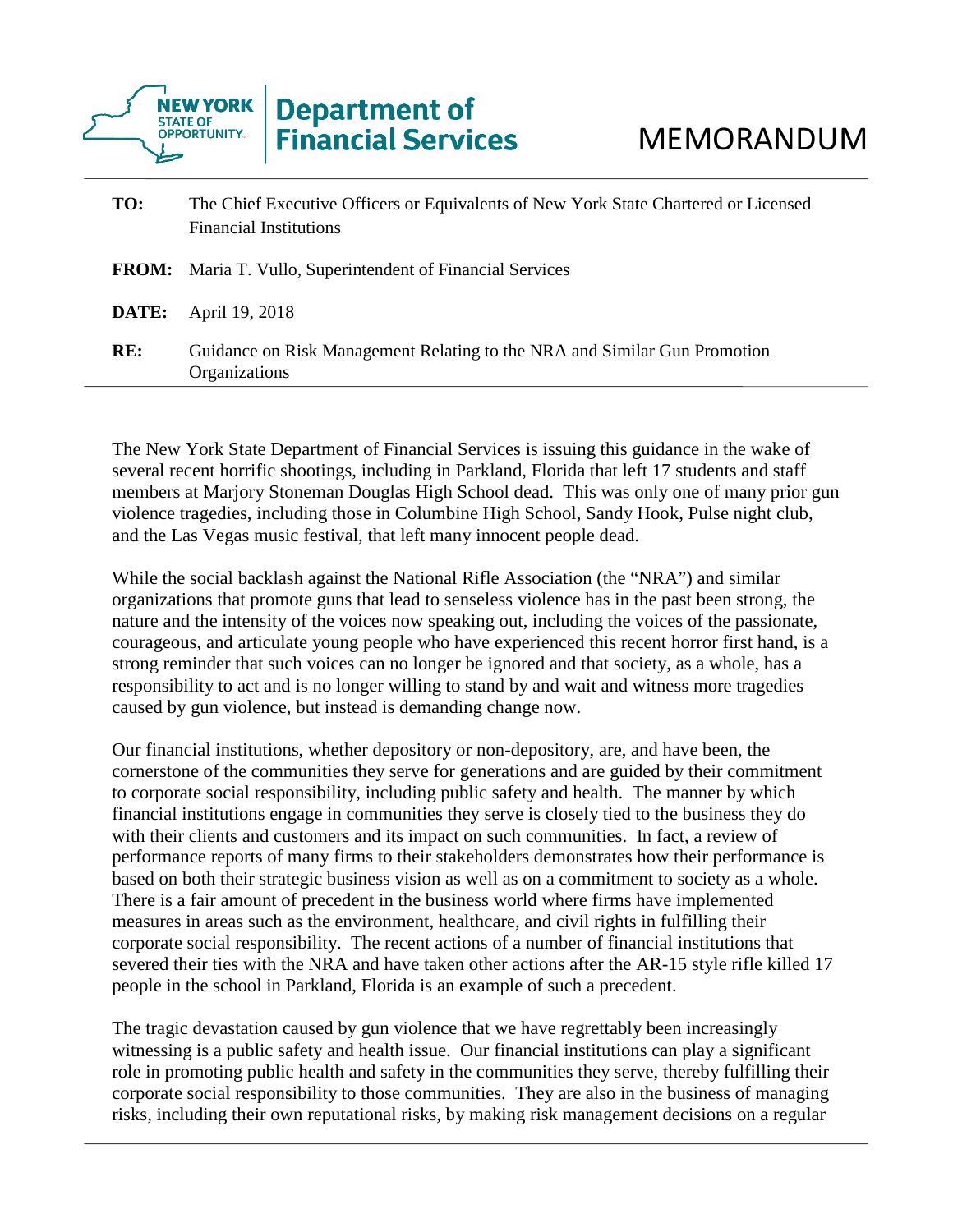**NEW YORK STATE OF OPPORTUNITY** | **Department of Financial Services**

# MEMORANDUM

**TO:** The Chief Executive Officers or Equivalents of New York State Chartered or Licensed Financial Institutions

**FROM:** Maria T. Vullo, Superintendent of Financial Services

**DATE:** April 19, 2018

**RE:** Guidance on Risk Management Relating to the NRA and Similar Gun Promotion Organizations

---

The New York State Department of Financial Services is issuing this guidance in the wake of several recent horrific shootings, including in Parkland, Florida that left 17 students and staff members at Marjory Stoneman Douglas High School dead. This was only one of many prior gun violence tragedies, including those in Columbine High School, Sandy Hook, Pulse night club, and the Las Vegas music festival, that left many innocent people dead.

While the social backlash against the National Rifle Association (the "NRA") and similar organizations that promote guns that lead to senseless violence has in the past been strong, the nature and the intensity of the voices now speaking out, including the voices of the passionate, courageous, and articulate young people who have experienced this recent horror first hand, is a strong reminder that such voices can no longer be ignored and that society, as a whole, has a responsibility to act and is no longer willing to stand by and wait and witness more tragedies caused by gun violence, but instead is demanding change now.

Our financial institutions, whether depository or non-depository, are, and have been, the cornerstone of the communities they serve for generations and are guided by their commitment to corporate social responsibility, including public safety and health. The manner by which financial institutions engage in communities they serve is closely tied to the business they do with their clients and customers and its impact on such communities. In fact, a review of performance reports of many firms to their stakeholders demonstrates how their performance is based on both their strategic business vision as well as on a commitment to society as a whole. There is a fair amount of precedent in the business world where firms have implemented measures in areas such as the environment, healthcare, and civil rights in fulfilling their corporate social responsibility. The recent actions of a number of financial institutions that severed their ties with the NRA and have taken other actions after the AR-15 style rifle killed 17 people in the school in Parkland, Florida is an example of such a precedent.

The tragic devastation caused by gun violence that we have regrettably been increasingly witnessing is a public safety and health issue. Our financial institutions can play a significant role in promoting public health and safety in the communities they serve, thereby fulfilling their corporate social responsibility to those communities. They are also in the business of managing risks, including their own reputational risks, by making risk management decisions on a regular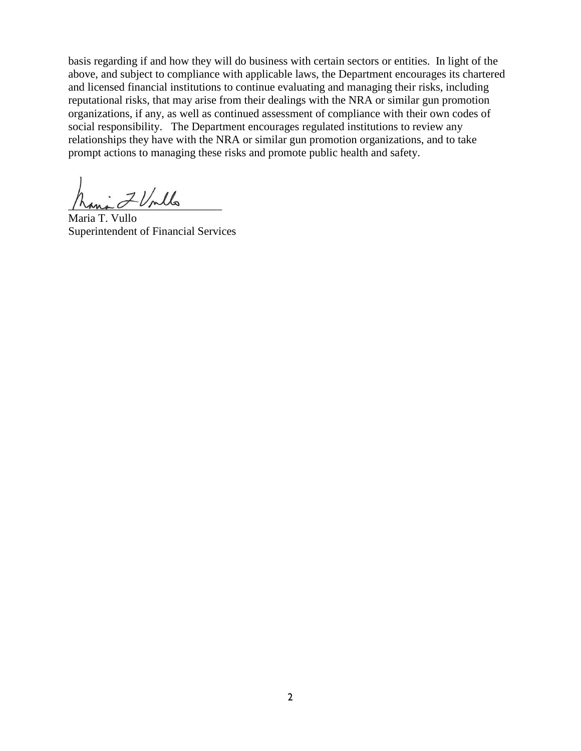basis regarding if and how they will do business with certain sectors or entities. In light of the above, and subject to compliance with applicable laws, the Department encourages its chartered and licensed financial institutions to continue evaluating and managing their risks, including reputational risks, that may arise from their dealings with the NRA or similar gun promotion organizations, if any, as well as continued assessment of compliance with their own codes of social responsibility. The Department encourages regulated institutions to review any relationships they have with the NRA or similar gun promotion organizations, and to take prompt actions to managing these risks and promote public health and safety.

Maria T. Vullo
Superintendent of Financial Services